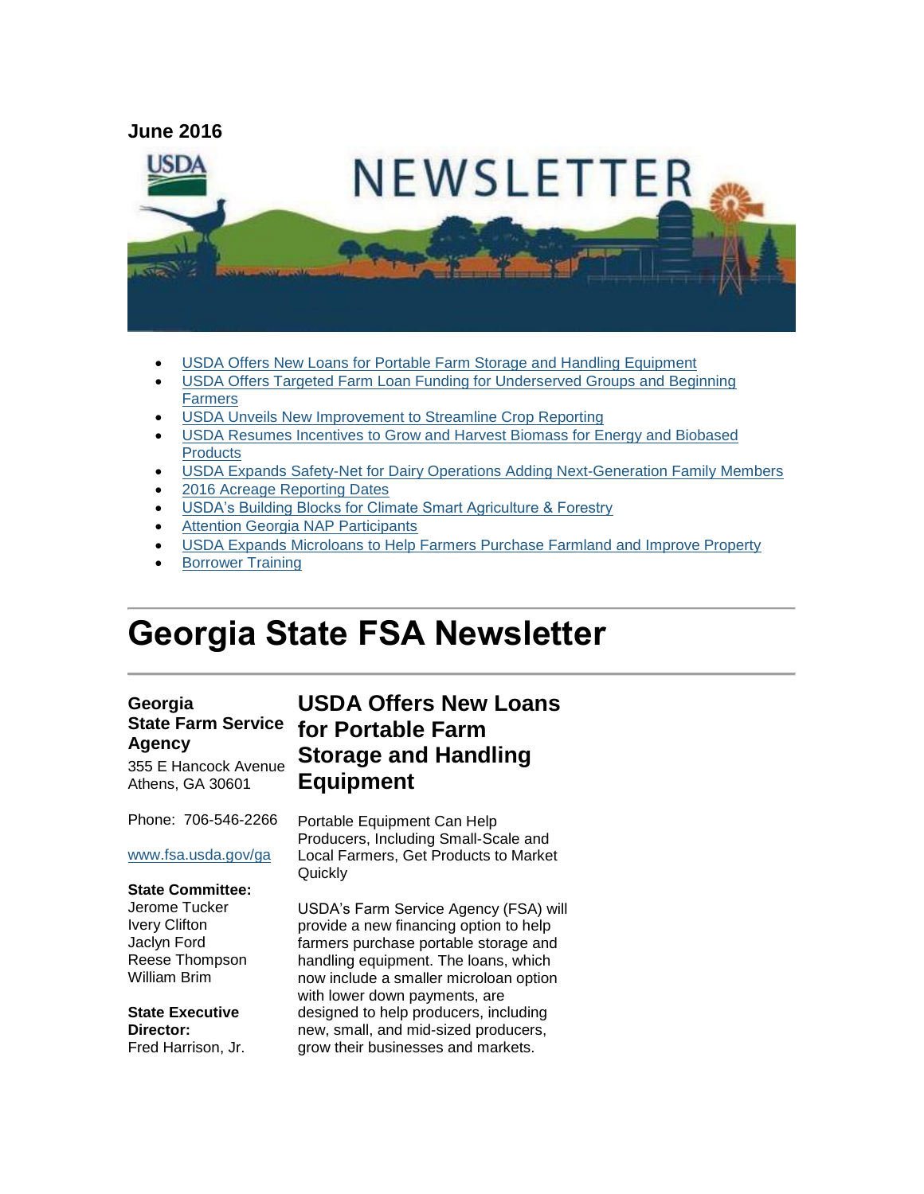**June 2016**

- [USDA Offers New Loans for Portable Farm Storage and Handling Equipment]
- [USDA Offers Targeted Farm Loan Funding for Underserved Groups and Beginning Farmers]
- [USDA Unveils New Improvement to Streamline Crop Reporting]
- [USDA Resumes Incentives to Grow and Harvest Biomass for Energy and Biobased Products]
- [USDA Expands Safety-Net for Dairy Operations Adding Next-Generation Family Members]
- [2016 Acreage Reporting Dates]
- [USDA's Building Blocks for Climate Smart Agriculture & Forestry]
- [Attention Georgia NAP Participants]
- [USDA Expands Microloans to Help Farmers Purchase Farmland and Improve Property]
- [Borrower Training]

# Georgia State FSA Newsletter

**Georgia State Farm Service Agency**

355 E Hancock Avenue
Athens, GA 30601

Phone: 706-546-2266

www.fsa.usda.gov/ga

**State Committee:**
Jerome Tucker
Ivery Clifton
Jaclyn Ford
Reese Thompson
William Brim

**State Executive Director:**
Fred Harrison, Jr.

## USDA Offers New Loans for Portable Farm Storage and Handling Equipment

Portable Equipment Can Help Producers, Including Small-Scale and Local Farmers, Get Products to Market Quickly

USDA's Farm Service Agency (FSA) will provide a new financing option to help farmers purchase portable storage and handling equipment. The loans, which now include a smaller microloan option with lower down payments, are designed to help producers, including new, small, and mid-sized producers, grow their businesses and markets.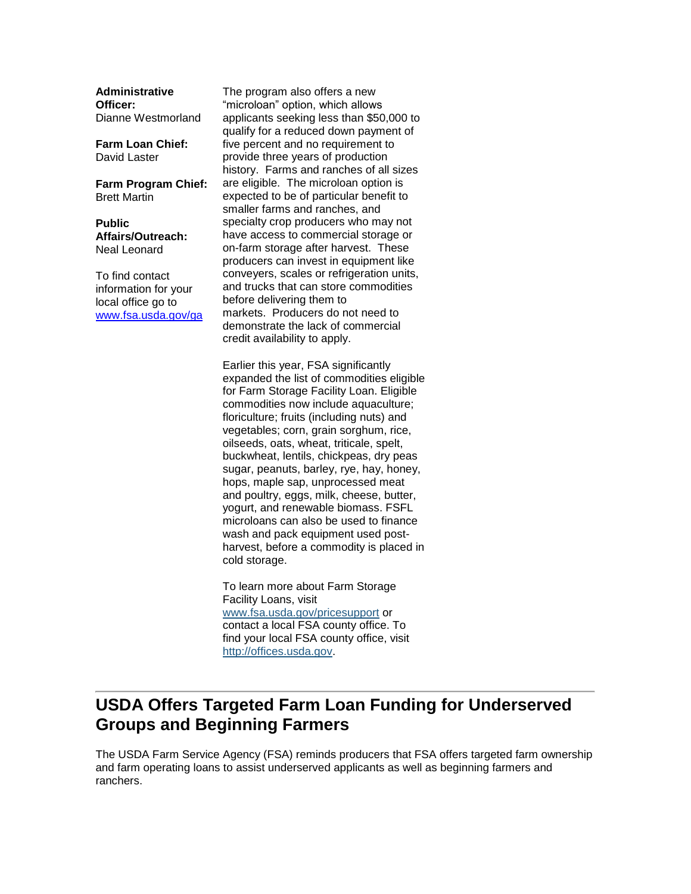**Administrative Officer:**
Dianne Westmorland

**Farm Loan Chief:**
David Laster

**Farm Program Chief:**
Brett Martin

**Public Affairs/Outreach:**
Neal Leonard

To find contact information for your local office go to [www.fsa.usda.gov/ga](www.fsa.usda.gov/ga)

The program also offers a new "microloan" option, which allows applicants seeking less than $50,000 to qualify for a reduced down payment of five percent and no requirement to provide three years of production history. Farms and ranches of all sizes are eligible. The microloan option is expected to be of particular benefit to smaller farms and ranches, and specialty crop producers who may not have access to commercial storage or on-farm storage after harvest. These producers can invest in equipment like conveyers, scales or refrigeration units, and trucks that can store commodities before delivering them to markets. Producers do not need to demonstrate the lack of commercial credit availability to apply.

Earlier this year, FSA significantly expanded the list of commodities eligible for Farm Storage Facility Loan. Eligible commodities now include aquaculture; floriculture; fruits (including nuts) and vegetables; corn, grain sorghum, rice, oilseeds, oats, wheat, triticale, spelt, buckwheat, lentils, chickpeas, dry peas sugar, peanuts, barley, rye, hay, honey, hops, maple sap, unprocessed meat and poultry, eggs, milk, cheese, butter, yogurt, and renewable biomass. FSFL microloans can also be used to finance wash and pack equipment used post-harvest, before a commodity is placed in cold storage.

To learn more about Farm Storage Facility Loans, visit [www.fsa.usda.gov/pricesupport](www.fsa.usda.gov/pricesupport) or contact a local FSA county office. To find your local FSA county office, visit [http://offices.usda.gov](http://offices.usda.gov).

---

## USDA Offers Targeted Farm Loan Funding for Underserved Groups and Beginning Farmers

The USDA Farm Service Agency (FSA) reminds producers that FSA offers targeted farm ownership and farm operating loans to assist underserved applicants as well as beginning farmers and ranchers.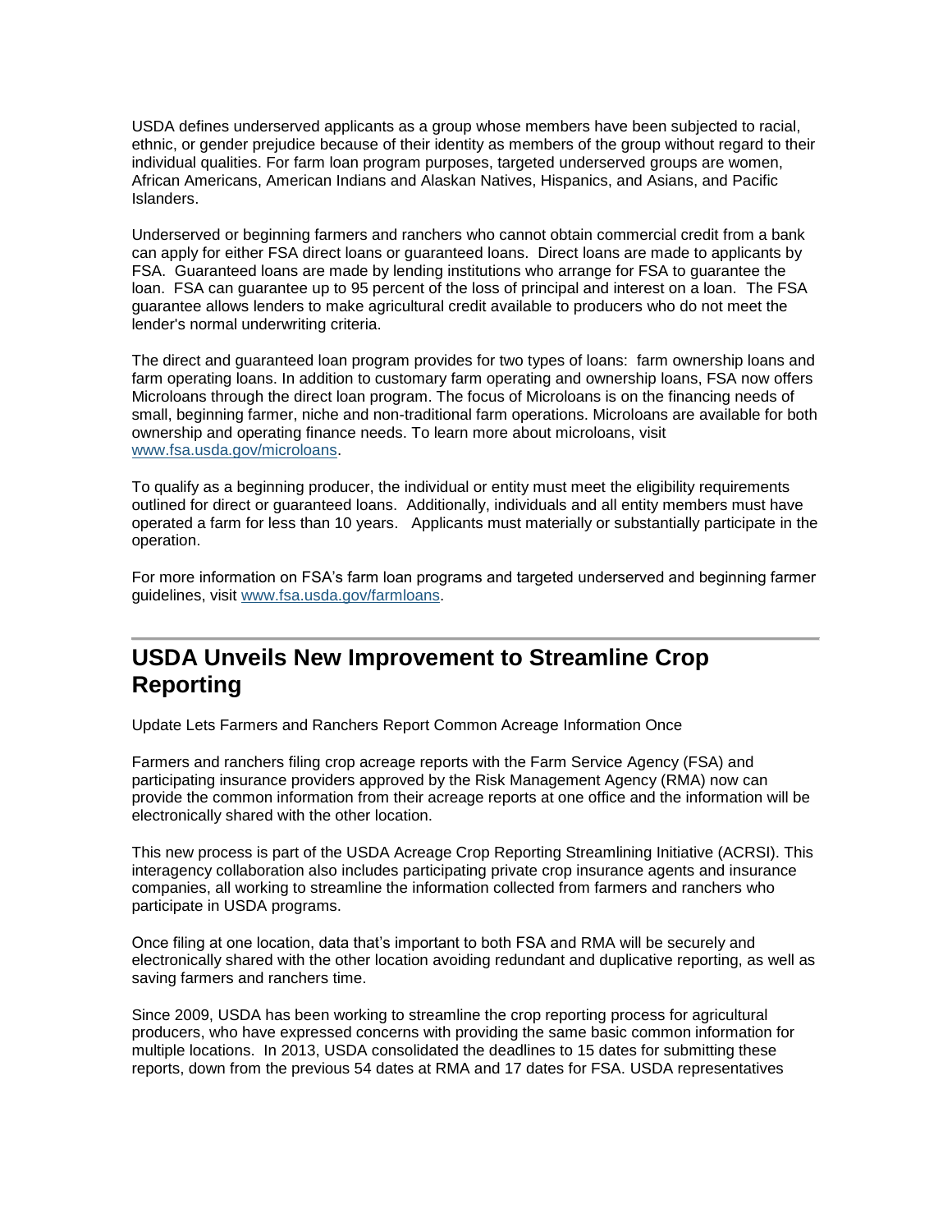USDA defines underserved applicants as a group whose members have been subjected to racial, ethnic, or gender prejudice because of their identity as members of the group without regard to their individual qualities. For farm loan program purposes, targeted underserved groups are women, African Americans, American Indians and Alaskan Natives, Hispanics, and Asians, and Pacific Islanders.

Underserved or beginning farmers and ranchers who cannot obtain commercial credit from a bank can apply for either FSA direct loans or guaranteed loans. Direct loans are made to applicants by FSA. Guaranteed loans are made by lending institutions who arrange for FSA to guarantee the loan. FSA can guarantee up to 95 percent of the loss of principal and interest on a loan. The FSA guarantee allows lenders to make agricultural credit available to producers who do not meet the lender's normal underwriting criteria.

The direct and guaranteed loan program provides for two types of loans: farm ownership loans and farm operating loans. In addition to customary farm operating and ownership loans, FSA now offers Microloans through the direct loan program. The focus of Microloans is on the financing needs of small, beginning farmer, niche and non-traditional farm operations. Microloans are available for both ownership and operating finance needs. To learn more about microloans, visit [www.fsa.usda.gov/microloans](www.fsa.usda.gov/microloans).

To qualify as a beginning producer, the individual or entity must meet the eligibility requirements outlined for direct or guaranteed loans. Additionally, individuals and all entity members must have operated a farm for less than 10 years. Applicants must materially or substantially participate in the operation.

For more information on FSA's farm loan programs and targeted underserved and beginning farmer guidelines, visit [www.fsa.usda.gov/farmloans](www.fsa.usda.gov/farmloans).

---

## USDA Unveils New Improvement to Streamline Crop Reporting

Update Lets Farmers and Ranchers Report Common Acreage Information Once

Farmers and ranchers filing crop acreage reports with the Farm Service Agency (FSA) and participating insurance providers approved by the Risk Management Agency (RMA) now can provide the common information from their acreage reports at one office and the information will be electronically shared with the other location.

This new process is part of the USDA Acreage Crop Reporting Streamlining Initiative (ACRSI). This interagency collaboration also includes participating private crop insurance agents and insurance companies, all working to streamline the information collected from farmers and ranchers who participate in USDA programs.

Once filing at one location, data that's important to both FSA and RMA will be securely and electronically shared with the other location avoiding redundant and duplicative reporting, as well as saving farmers and ranchers time.

Since 2009, USDA has been working to streamline the crop reporting process for agricultural producers, who have expressed concerns with providing the same basic common information for multiple locations. In 2013, USDA consolidated the deadlines to 15 dates for submitting these reports, down from the previous 54 dates at RMA and 17 dates for FSA. USDA representatives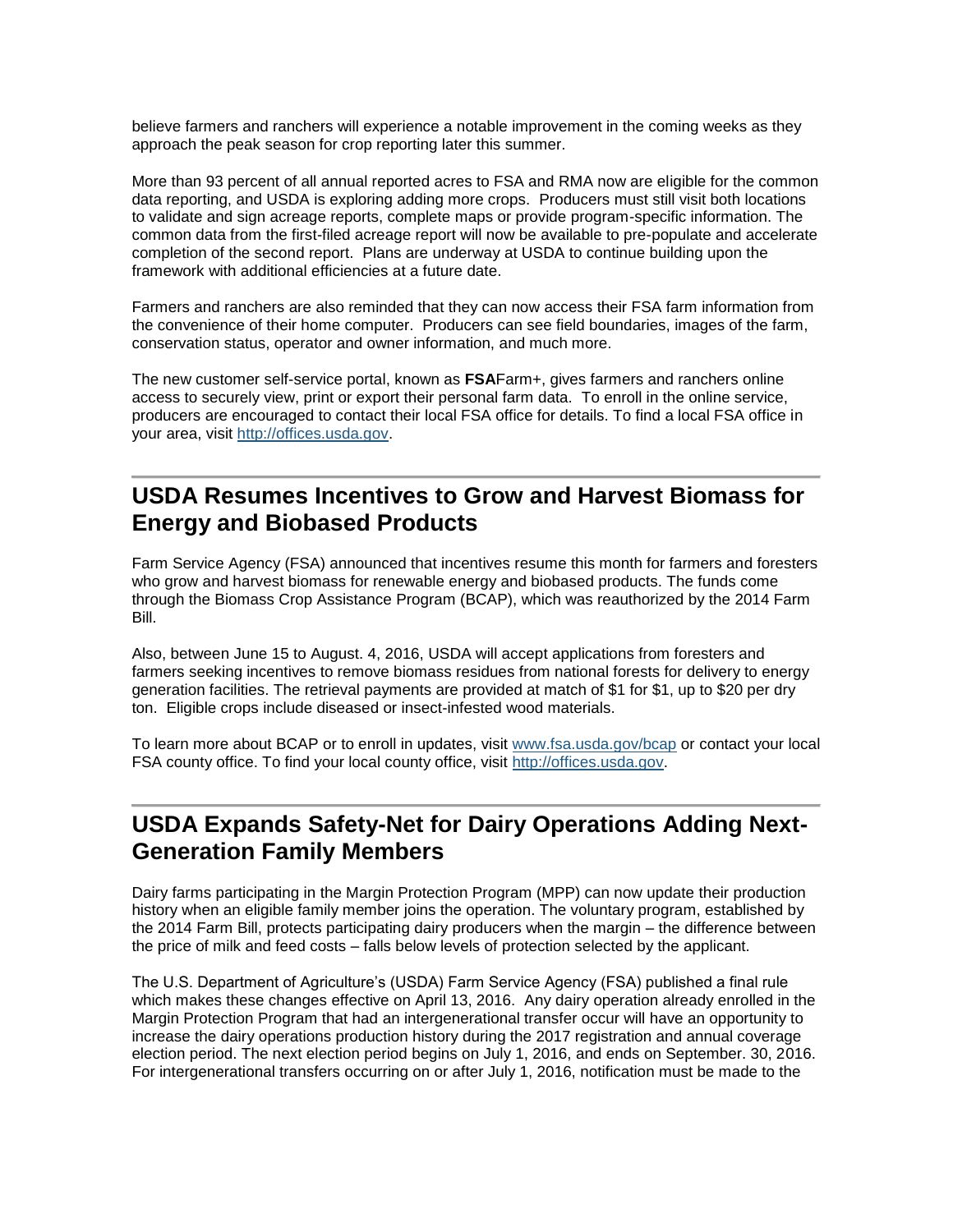believe farmers and ranchers will experience a notable improvement in the coming weeks as they approach the peak season for crop reporting later this summer.

More than 93 percent of all annual reported acres to FSA and RMA now are eligible for the common data reporting, and USDA is exploring adding more crops. Producers must still visit both locations to validate and sign acreage reports, complete maps or provide program-specific information. The common data from the first-filed acreage report will now be available to pre-populate and accelerate completion of the second report. Plans are underway at USDA to continue building upon the framework with additional efficiencies at a future date.

Farmers and ranchers are also reminded that they can now access their FSA farm information from the convenience of their home computer. Producers can see field boundaries, images of the farm, conservation status, operator and owner information, and much more.

The new customer self-service portal, known as **FSA**Farm+, gives farmers and ranchers online access to securely view, print or export their personal farm data. To enroll in the online service, producers are encouraged to contact their local FSA office for details. To find a local FSA office in your area, visit [http://offices.usda.gov](http://offices.usda.gov).

## USDA Resumes Incentives to Grow and Harvest Biomass for Energy and Biobased Products

Farm Service Agency (FSA) announced that incentives resume this month for farmers and foresters who grow and harvest biomass for renewable energy and biobased products. The funds come through the Biomass Crop Assistance Program (BCAP), which was reauthorized by the 2014 Farm Bill.

Also, between June 15 to August. 4, 2016, USDA will accept applications from foresters and farmers seeking incentives to remove biomass residues from national forests for delivery to energy generation facilities. The retrieval payments are provided at match of $1 for $1, up to $20 per dry ton. Eligible crops include diseased or insect-infested wood materials.

To learn more about BCAP or to enroll in updates, visit [www.fsa.usda.gov/bcap](http://www.fsa.usda.gov/bcap) or contact your local FSA county office. To find your local county office, visit [http://offices.usda.gov](http://offices.usda.gov).

## USDA Expands Safety-Net for Dairy Operations Adding Next-Generation Family Members

Dairy farms participating in the Margin Protection Program (MPP) can now update their production history when an eligible family member joins the operation. The voluntary program, established by the 2014 Farm Bill, protects participating dairy producers when the margin – the difference between the price of milk and feed costs – falls below levels of protection selected by the applicant.

The U.S. Department of Agriculture's (USDA) Farm Service Agency (FSA) published a final rule which makes these changes effective on April 13, 2016. Any dairy operation already enrolled in the Margin Protection Program that had an intergenerational transfer occur will have an opportunity to increase the dairy operations production history during the 2017 registration and annual coverage election period. The next election period begins on July 1, 2016, and ends on September. 30, 2016. For intergenerational transfers occurring on or after July 1, 2016, notification must be made to the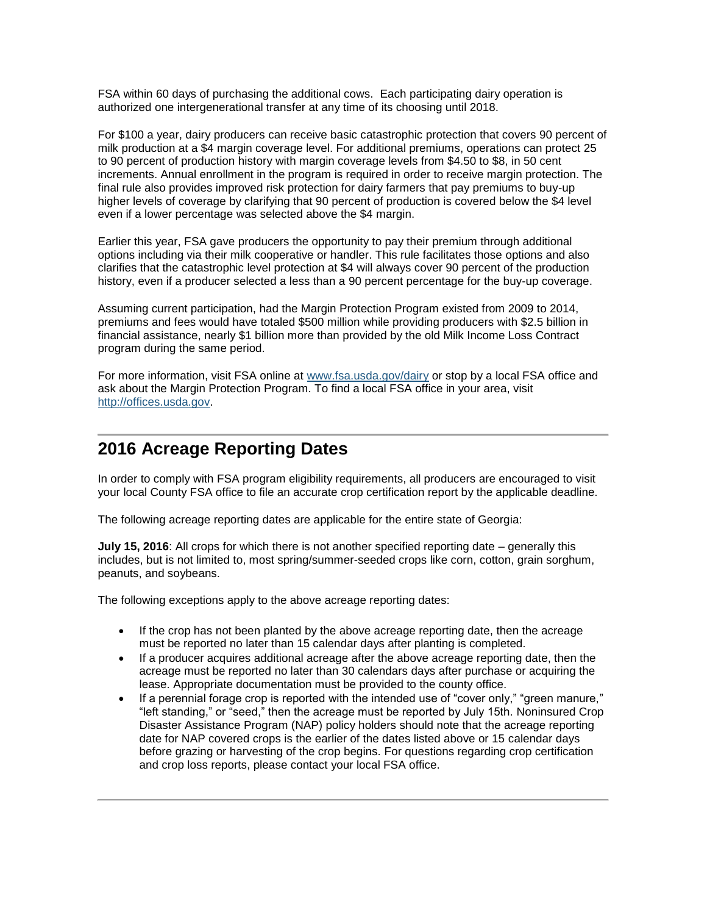FSA within 60 days of purchasing the additional cows. Each participating dairy operation is authorized one intergenerational transfer at any time of its choosing until 2018.

For $100 a year, dairy producers can receive basic catastrophic protection that covers 90 percent of milk production at a $4 margin coverage level. For additional premiums, operations can protect 25 to 90 percent of production history with margin coverage levels from $4.50 to $8, in 50 cent increments. Annual enrollment in the program is required in order to receive margin protection. The final rule also provides improved risk protection for dairy farmers that pay premiums to buy-up higher levels of coverage by clarifying that 90 percent of production is covered below the $4 level even if a lower percentage was selected above the $4 margin.

Earlier this year, FSA gave producers the opportunity to pay their premium through additional options including via their milk cooperative or handler. This rule facilitates those options and also clarifies that the catastrophic level protection at $4 will always cover 90 percent of the production history, even if a producer selected a less than a 90 percent percentage for the buy-up coverage.

Assuming current participation, had the Margin Protection Program existed from 2009 to 2014, premiums and fees would have totaled $500 million while providing producers with $2.5 billion in financial assistance, nearly $1 billion more than provided by the old Milk Income Loss Contract program during the same period.

For more information, visit FSA online at [www.fsa.usda.gov/dairy](www.fsa.usda.gov/dairy) or stop by a local FSA office and ask about the Margin Protection Program. To find a local FSA office in your area, visit [http://offices.usda.gov](http://offices.usda.gov).

## 2016 Acreage Reporting Dates

In order to comply with FSA program eligibility requirements, all producers are encouraged to visit your local County FSA office to file an accurate crop certification report by the applicable deadline.

The following acreage reporting dates are applicable for the entire state of Georgia:

**July 15, 2016**: All crops for which there is not another specified reporting date – generally this includes, but is not limited to, most spring/summer-seeded crops like corn, cotton, grain sorghum, peanuts, and soybeans.

The following exceptions apply to the above acreage reporting dates:

- If the crop has not been planted by the above acreage reporting date, then the acreage must be reported no later than 15 calendar days after planting is completed.
- If a producer acquires additional acreage after the above acreage reporting date, then the acreage must be reported no later than 30 calendars days after purchase or acquiring the lease. Appropriate documentation must be provided to the county office.
- If a perennial forage crop is reported with the intended use of "cover only," "green manure," "left standing," or "seed," then the acreage must be reported by July 15th. Noninsured Crop Disaster Assistance Program (NAP) policy holders should note that the acreage reporting date for NAP covered crops is the earlier of the dates listed above or 15 calendar days before grazing or harvesting of the crop begins. For questions regarding crop certification and crop loss reports, please contact your local FSA office.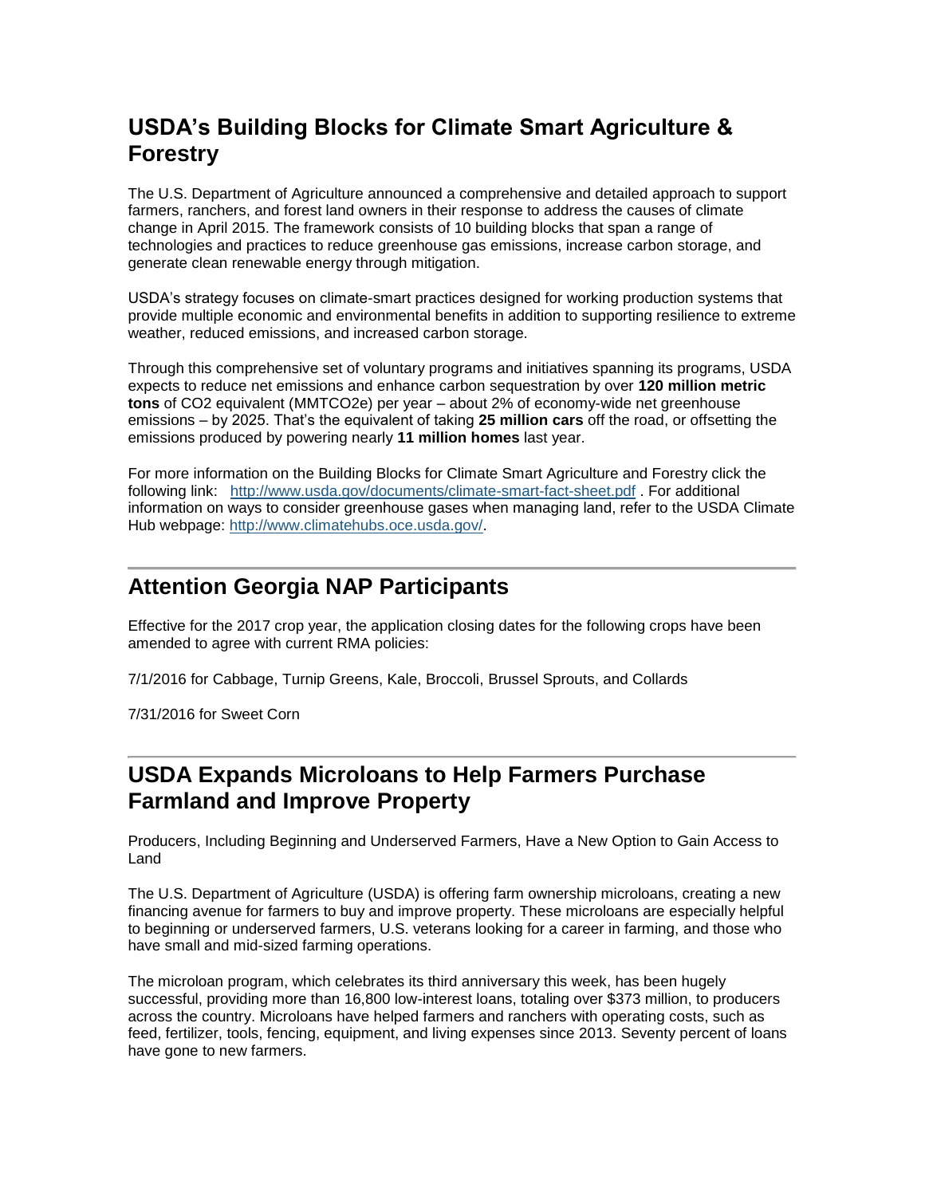## USDA's Building Blocks for Climate Smart Agriculture & Forestry

The U.S. Department of Agriculture announced a comprehensive and detailed approach to support farmers, ranchers, and forest land owners in their response to address the causes of climate change in April 2015. The framework consists of 10 building blocks that span a range of technologies and practices to reduce greenhouse gas emissions, increase carbon storage, and generate clean renewable energy through mitigation.

USDA's strategy focuses on climate-smart practices designed for working production systems that provide multiple economic and environmental benefits in addition to supporting resilience to extreme weather, reduced emissions, and increased carbon storage.

Through this comprehensive set of voluntary programs and initiatives spanning its programs, USDA expects to reduce net emissions and enhance carbon sequestration by over **120 million metric tons** of CO2 equivalent (MMTCO2e) per year – about 2% of economy-wide net greenhouse emissions – by 2025. That's the equivalent of taking **25 million cars** off the road, or offsetting the emissions produced by powering nearly **11 million homes** last year.

For more information on the Building Blocks for Climate Smart Agriculture and Forestry click the following link: http://www.usda.gov/documents/climate-smart-fact-sheet.pdf . For additional information on ways to consider greenhouse gases when managing land, refer to the USDA Climate Hub webpage: http://www.climatehubs.oce.usda.gov/.

---

## Attention Georgia NAP Participants

Effective for the 2017 crop year, the application closing dates for the following crops have been amended to agree with current RMA policies:

7/1/2016 for Cabbage, Turnip Greens, Kale, Broccoli, Brussel Sprouts, and Collards

7/31/2016 for Sweet Corn

---

## USDA Expands Microloans to Help Farmers Purchase Farmland and Improve Property

Producers, Including Beginning and Underserved Farmers, Have a New Option to Gain Access to Land

The U.S. Department of Agriculture (USDA) is offering farm ownership microloans, creating a new financing avenue for farmers to buy and improve property. These microloans are especially helpful to beginning or underserved farmers, U.S. veterans looking for a career in farming, and those who have small and mid-sized farming operations.

The microloan program, which celebrates its third anniversary this week, has been hugely successful, providing more than 16,800 low-interest loans, totaling over $373 million, to producers across the country. Microloans have helped farmers and ranchers with operating costs, such as feed, fertilizer, tools, fencing, equipment, and living expenses since 2013. Seventy percent of loans have gone to new farmers.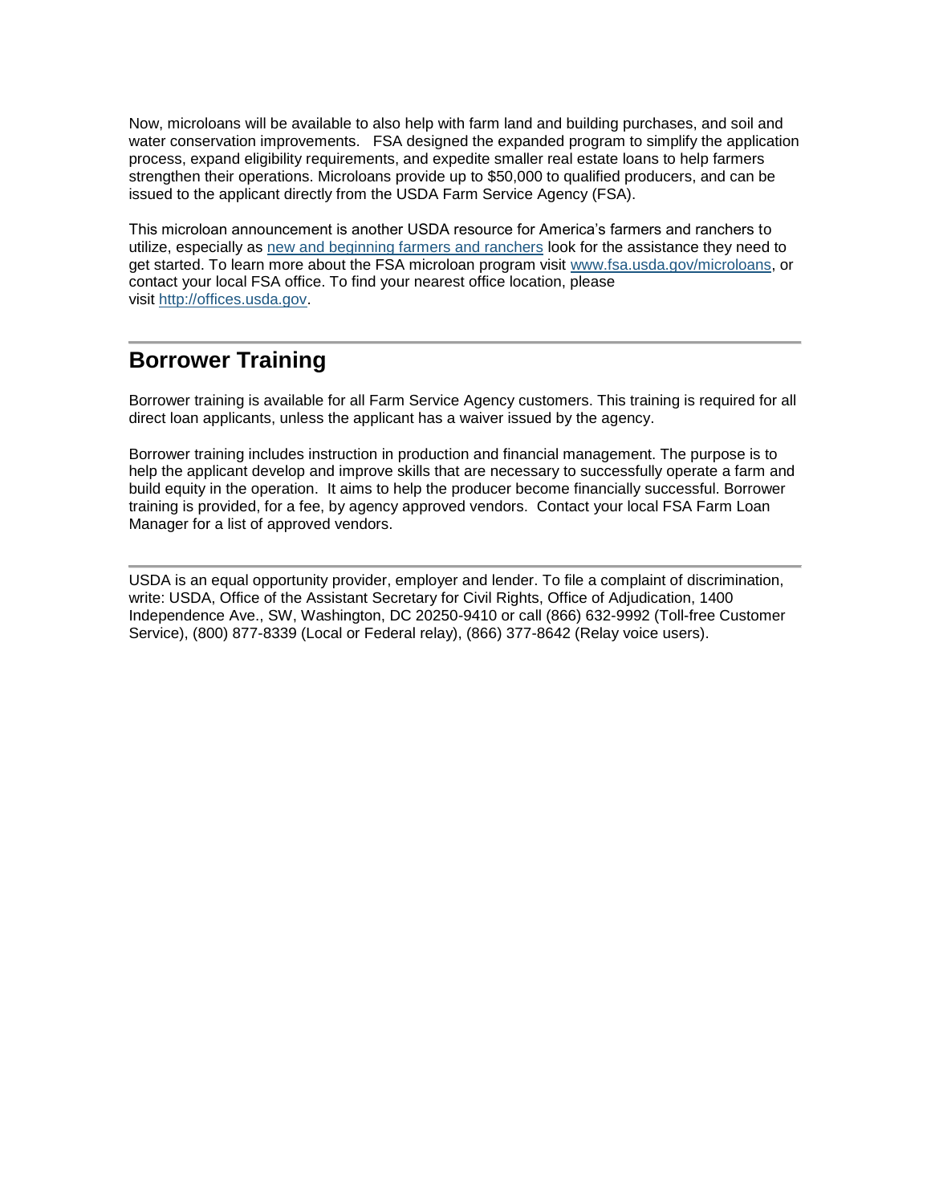Now, microloans will be available to also help with farm land and building purchases, and soil and water conservation improvements. FSA designed the expanded program to simplify the application process, expand eligibility requirements, and expedite smaller real estate loans to help farmers strengthen their operations. Microloans provide up to $50,000 to qualified producers, and can be issued to the applicant directly from the USDA Farm Service Agency (FSA).

This microloan announcement is another USDA resource for America's farmers and ranchers to utilize, especially as new and beginning farmers and ranchers look for the assistance they need to get started. To learn more about the FSA microloan program visit www.fsa.usda.gov/microloans, or contact your local FSA office. To find your nearest office location, please visit http://offices.usda.gov.

---

## Borrower Training

Borrower training is available for all Farm Service Agency customers. This training is required for all direct loan applicants, unless the applicant has a waiver issued by the agency.

Borrower training includes instruction in production and financial management. The purpose is to help the applicant develop and improve skills that are necessary to successfully operate a farm and build equity in the operation. It aims to help the producer become financially successful. Borrower training is provided, for a fee, by agency approved vendors. Contact your local FSA Farm Loan Manager for a list of approved vendors.

---

USDA is an equal opportunity provider, employer and lender. To file a complaint of discrimination, write: USDA, Office of the Assistant Secretary for Civil Rights, Office of Adjudication, 1400 Independence Ave., SW, Washington, DC 20250-9410 or call (866) 632-9992 (Toll-free Customer Service), (800) 877-8339 (Local or Federal relay), (866) 377-8642 (Relay voice users).